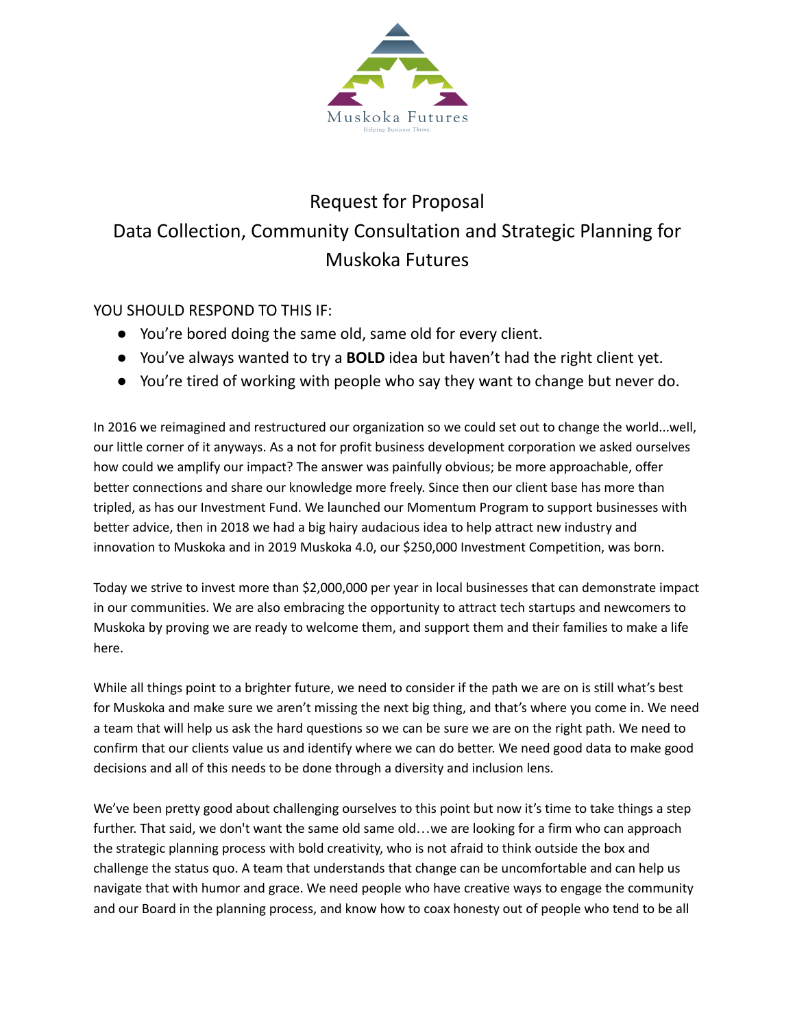Muskoka Futures

Helping Business Thrive.

# Request for Proposal

# Data Collection, Community Consultation and Strategic Planning for Muskoka Futures

YOU SHOULD RESPOND TO THIS IF:

- You're bored doing the same old, same old for every client.
- You've always wanted to try a **BOLD** idea but haven't had the right client yet.
- You're tired of working with people who say they want to change but never do.

In 2016 we reimagined and restructured our organization so we could set out to change the world...well, our little corner of it anyways. As a not for profit business development corporation we asked ourselves how could we amplify our impact? The answer was painfully obvious; be more approachable, offer better connections and share our knowledge more freely. Since then our client base has more than tripled, as has our Investment Fund. We launched our Momentum Program to support businesses with better advice, then in 2018 we had a big hairy audacious idea to help attract new industry and innovation to Muskoka and in 2019 Muskoka 4.0, our $250,000 Investment Competition, was born.

Today we strive to invest more than $2,000,000 per year in local businesses that can demonstrate impact in our communities. We are also embracing the opportunity to attract tech startups and newcomers to Muskoka by proving we are ready to welcome them, and support them and their families to make a life here.

While all things point to a brighter future, we need to consider if the path we are on is still what's best for Muskoka and make sure we aren't missing the next big thing, and that's where you come in. We need a team that will help us ask the hard questions so we can be sure we are on the right path. We need to confirm that our clients value us and identify where we can do better. We need good data to make good decisions and all of this needs to be done through a diversity and inclusion lens.

We've been pretty good about challenging ourselves to this point but now it's time to take things a step further. That said, we don't want the same old same old…we are looking for a firm who can approach the strategic planning process with bold creativity, who is not afraid to think outside the box and challenge the status quo. A team that understands that change can be uncomfortable and can help us navigate that with humor and grace. We need people who have creative ways to engage the community and our Board in the planning process, and know how to coax honesty out of people who tend to be all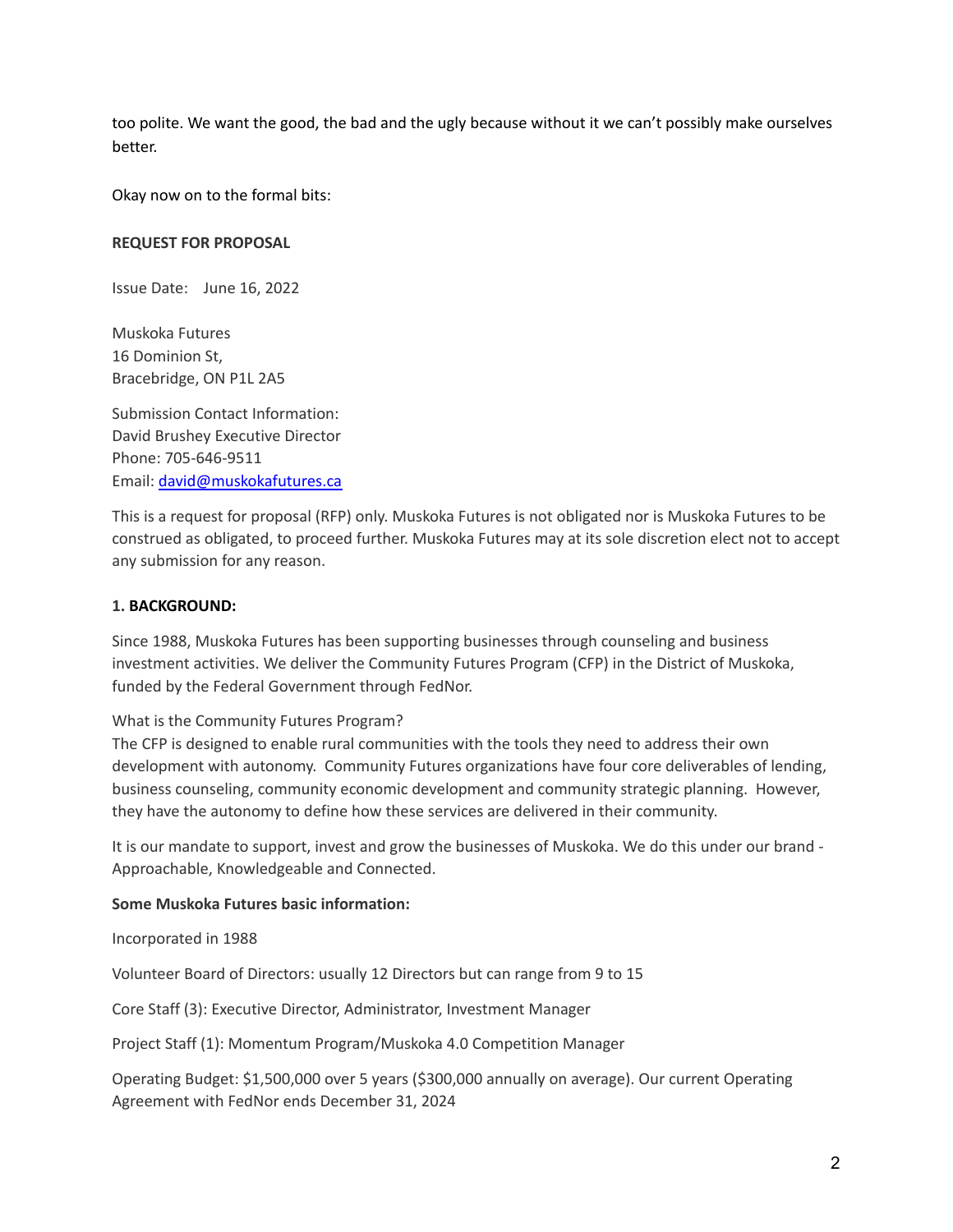too polite. We want the good, the bad and the ugly because without it we can't possibly make ourselves better.

Okay now on to the formal bits:

**REQUEST FOR PROPOSAL**

Issue Date: June 16, 2022

Muskoka Futures
16 Dominion St,
Bracebridge, ON P1L 2A5

Submission Contact Information:
David Brushey Executive Director
Phone: 705-646-9511
Email: [david@muskokafutures.ca](mailto:david@muskokafutures.ca)

This is a request for proposal (RFP) only. Muskoka Futures is not obligated nor is Muskoka Futures to be construed as obligated, to proceed further. Muskoka Futures may at its sole discretion elect not to accept any submission for any reason.

**1. BACKGROUND:**

Since 1988, Muskoka Futures has been supporting businesses through counseling and business investment activities. We deliver the Community Futures Program (CFP) in the District of Muskoka, funded by the Federal Government through FedNor.

What is the Community Futures Program?
The CFP is designed to enable rural communities with the tools they need to address their own development with autonomy. Community Futures organizations have four core deliverables of lending, business counseling, community economic development and community strategic planning. However, they have the autonomy to define how these services are delivered in their community.

It is our mandate to support, invest and grow the businesses of Muskoka. We do this under our brand - Approachable, Knowledgeable and Connected.

**Some Muskoka Futures basic information:**

Incorporated in 1988

Volunteer Board of Directors: usually 12 Directors but can range from 9 to 15

Core Staff (3): Executive Director, Administrator, Investment Manager

Project Staff (1): Momentum Program/Muskoka 4.0 Competition Manager

Operating Budget: $1,500,000 over 5 years ($300,000 annually on average). Our current Operating Agreement with FedNor ends December 31, 2024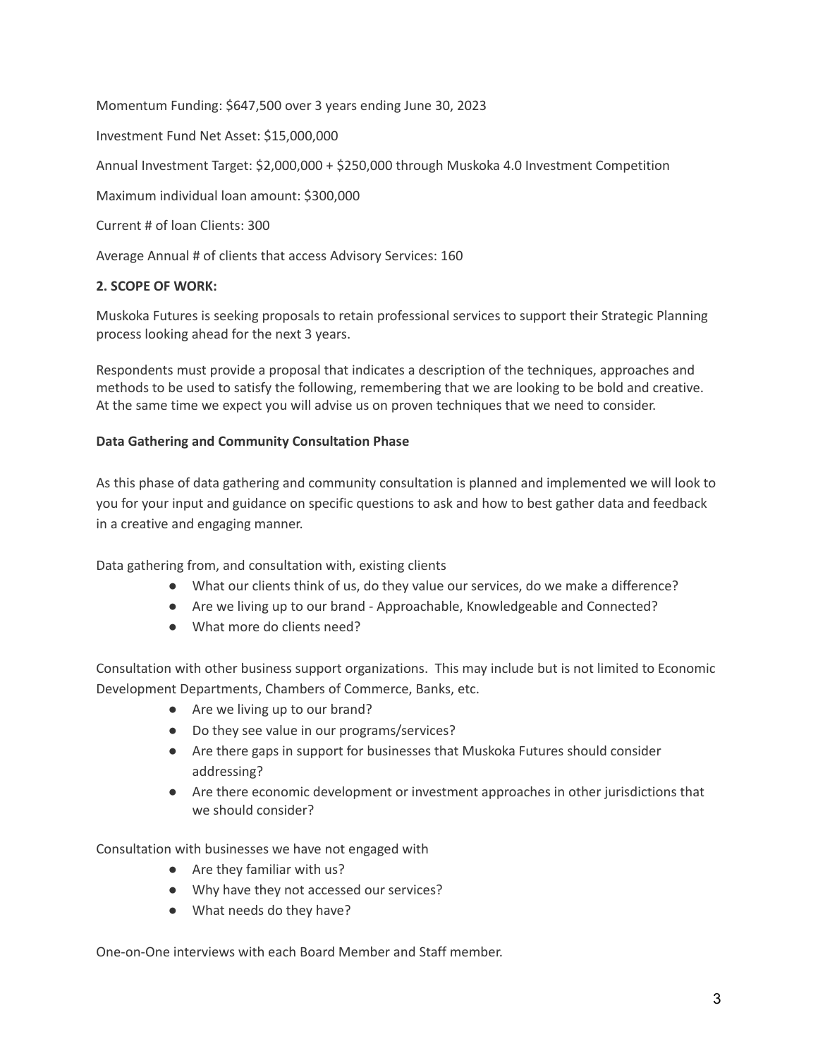Momentum Funding: $647,500 over 3 years ending June 30, 2023

Investment Fund Net Asset: $15,000,000

Annual Investment Target: $2,000,000 + $250,000 through Muskoka 4.0 Investment Competition

Maximum individual loan amount: $300,000

Current # of loan Clients: 300

Average Annual # of clients that access Advisory Services: 160

**2. SCOPE OF WORK:**

Muskoka Futures is seeking proposals to retain professional services to support their Strategic Planning process looking ahead for the next 3 years.

Respondents must provide a proposal that indicates a description of the techniques, approaches and methods to be used to satisfy the following, remembering that we are looking to be bold and creative. At the same time we expect you will advise us on proven techniques that we need to consider.

**Data Gathering and Community Consultation Phase**

As this phase of data gathering and community consultation is planned and implemented we will look to you for your input and guidance on specific questions to ask and how to best gather data and feedback in a creative and engaging manner.

Data gathering from, and consultation with, existing clients

- What our clients think of us, do they value our services, do we make a difference?
- Are we living up to our brand - Approachable, Knowledgeable and Connected?
- What more do clients need?

Consultation with other business support organizations. This may include but is not limited to Economic Development Departments, Chambers of Commerce, Banks, etc.

- Are we living up to our brand?
- Do they see value in our programs/services?
- Are there gaps in support for businesses that Muskoka Futures should consider addressing?
- Are there economic development or investment approaches in other jurisdictions that we should consider?

Consultation with businesses we have not engaged with

- Are they familiar with us?
- Why have they not accessed our services?
- What needs do they have?

One-on-One interviews with each Board Member and Staff member.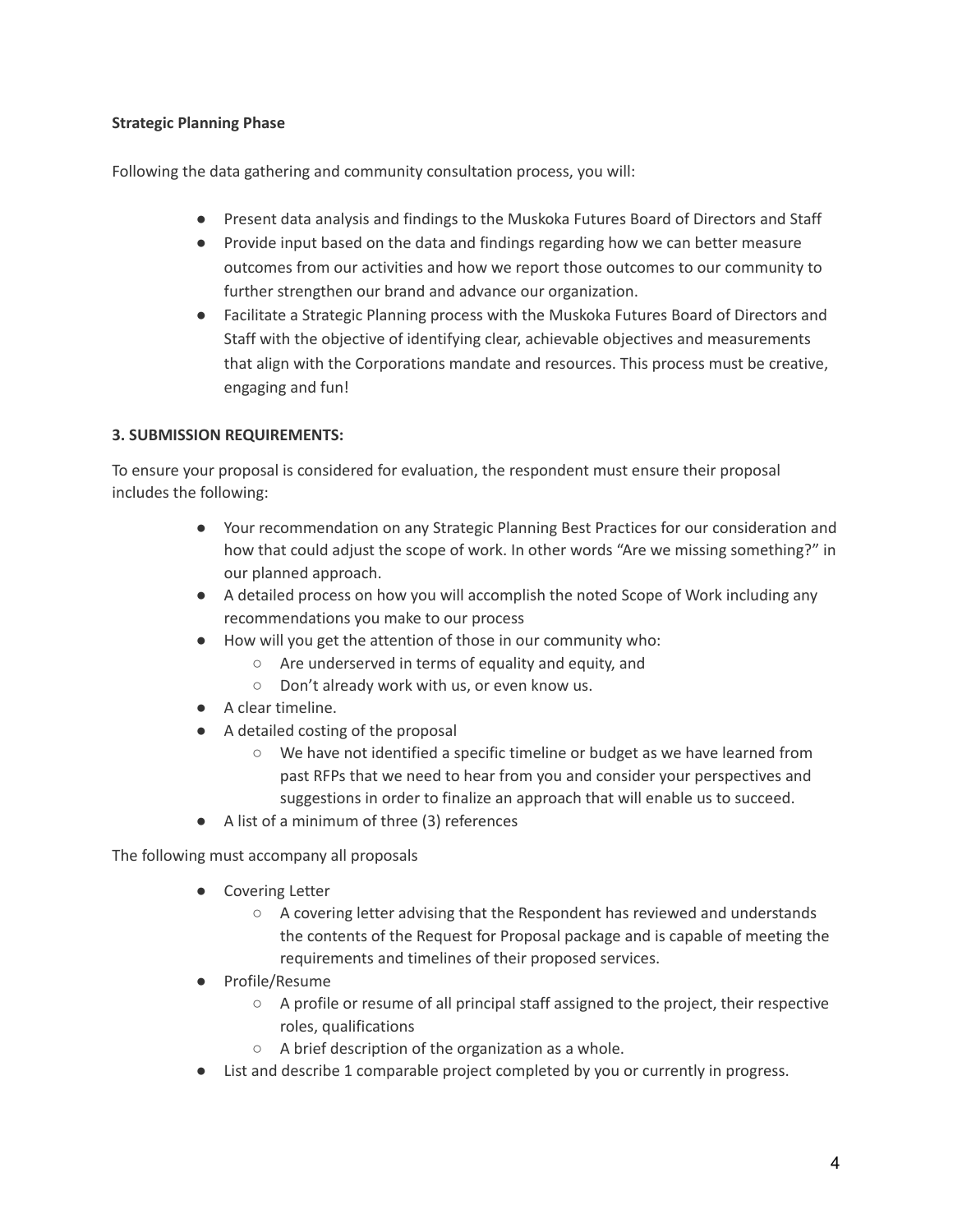**Strategic Planning Phase**

Following the data gathering and community consultation process, you will:

- Present data analysis and findings to the Muskoka Futures Board of Directors and Staff
- Provide input based on the data and findings regarding how we can better measure outcomes from our activities and how we report those outcomes to our community to further strengthen our brand and advance our organization.
- Facilitate a Strategic Planning process with the Muskoka Futures Board of Directors and Staff with the objective of identifying clear, achievable objectives and measurements that align with the Corporations mandate and resources. This process must be creative, engaging and fun!

**3. SUBMISSION REQUIREMENTS:**

To ensure your proposal is considered for evaluation, the respondent must ensure their proposal includes the following:

- Your recommendation on any Strategic Planning Best Practices for our consideration and how that could adjust the scope of work. In other words "Are we missing something?" in our planned approach.
- A detailed process on how you will accomplish the noted Scope of Work including any recommendations you make to our process
- How will you get the attention of those in our community who:
    - Are underserved in terms of equality and equity, and
    - Don't already work with us, or even know us.
- A clear timeline.
- A detailed costing of the proposal
    - We have not identified a specific timeline or budget as we have learned from past RFPs that we need to hear from you and consider your perspectives and suggestions in order to finalize an approach that will enable us to succeed.
- A list of a minimum of three (3) references

The following must accompany all proposals

- Covering Letter
    - A covering letter advising that the Respondent has reviewed and understands the contents of the Request for Proposal package and is capable of meeting the requirements and timelines of their proposed services.
- Profile/Resume
    - A profile or resume of all principal staff assigned to the project, their respective roles, qualifications
    - A brief description of the organization as a whole.
- List and describe 1 comparable project completed by you or currently in progress.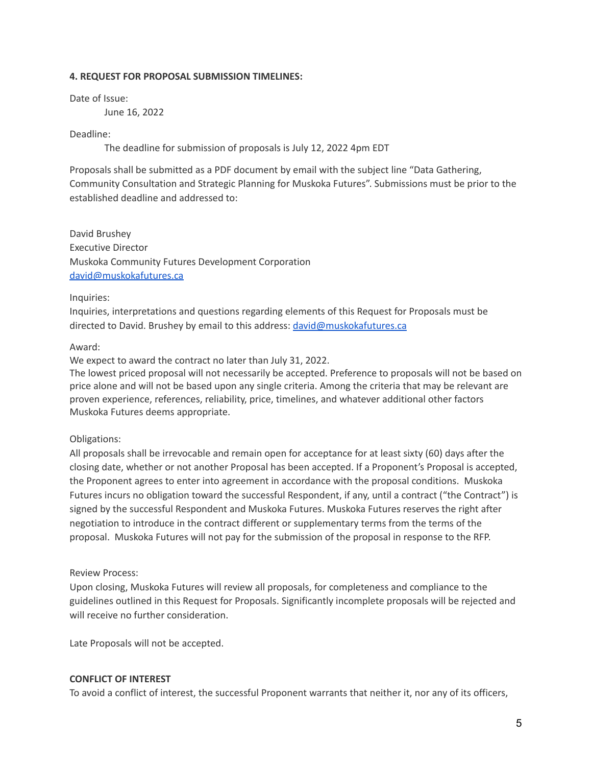**4. REQUEST FOR PROPOSAL SUBMISSION TIMELINES:**

Date of Issue:

June 16, 2022

Deadline:

The deadline for submission of proposals is July 12, 2022 4pm EDT

Proposals shall be submitted as a PDF document by email with the subject line "Data Gathering, Community Consultation and Strategic Planning for Muskoka Futures". Submissions must be prior to the established deadline and addressed to:

David Brushey
Executive Director
Muskoka Community Futures Development Corporation
david@muskokafutures.ca

Inquiries:

Inquiries, interpretations and questions regarding elements of this Request for Proposals must be directed to David. Brushey by email to this address: david@muskokafutures.ca

Award:

We expect to award the contract no later than July 31, 2022.
The lowest priced proposal will not necessarily be accepted. Preference to proposals will not be based on price alone and will not be based upon any single criteria. Among the criteria that may be relevant are proven experience, references, reliability, price, timelines, and whatever additional other factors Muskoka Futures deems appropriate.

Obligations:

All proposals shall be irrevocable and remain open for acceptance for at least sixty (60) days after the closing date, whether or not another Proposal has been accepted. If a Proponent's Proposal is accepted, the Proponent agrees to enter into agreement in accordance with the proposal conditions. Muskoka Futures incurs no obligation toward the successful Respondent, if any, until a contract ("the Contract") is signed by the successful Respondent and Muskoka Futures. Muskoka Futures reserves the right after negotiation to introduce in the contract different or supplementary terms from the terms of the proposal. Muskoka Futures will not pay for the submission of the proposal in response to the RFP.

Review Process:

Upon closing, Muskoka Futures will review all proposals, for completeness and compliance to the guidelines outlined in this Request for Proposals. Significantly incomplete proposals will be rejected and will receive no further consideration.

Late Proposals will not be accepted.

**CONFLICT OF INTEREST**

To avoid a conflict of interest, the successful Proponent warrants that neither it, nor any of its officers,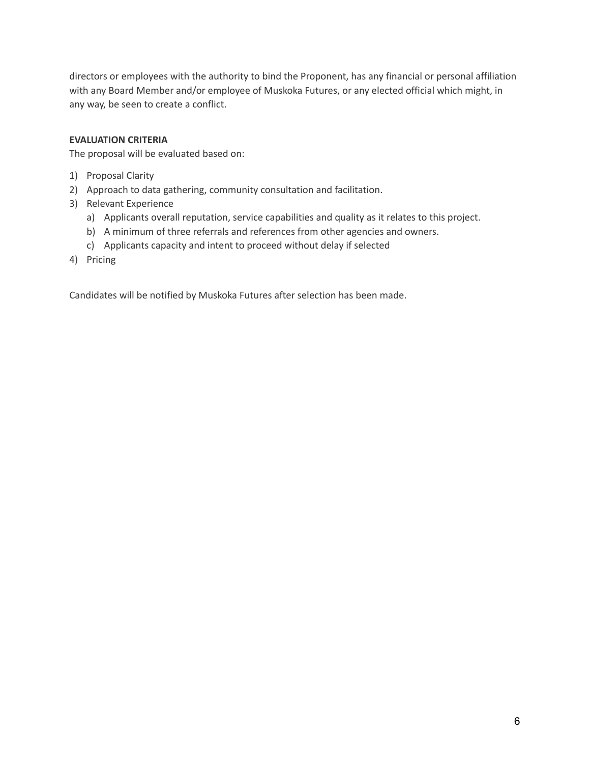directors or employees with the authority to bind the Proponent, has any financial or personal affiliation with any Board Member and/or employee of Muskoka Futures, or any elected official which might, in any way, be seen to create a conflict.

**EVALUATION CRITERIA**

The proposal will be evaluated based on:

1) Proposal Clarity
2) Approach to data gathering, community consultation and facilitation.
3) Relevant Experience
   a) Applicants overall reputation, service capabilities and quality as it relates to this project.
   b) A minimum of three referrals and references from other agencies and owners.
   c) Applicants capacity and intent to proceed without delay if selected
4) Pricing

Candidates will be notified by Muskoka Futures after selection has been made.